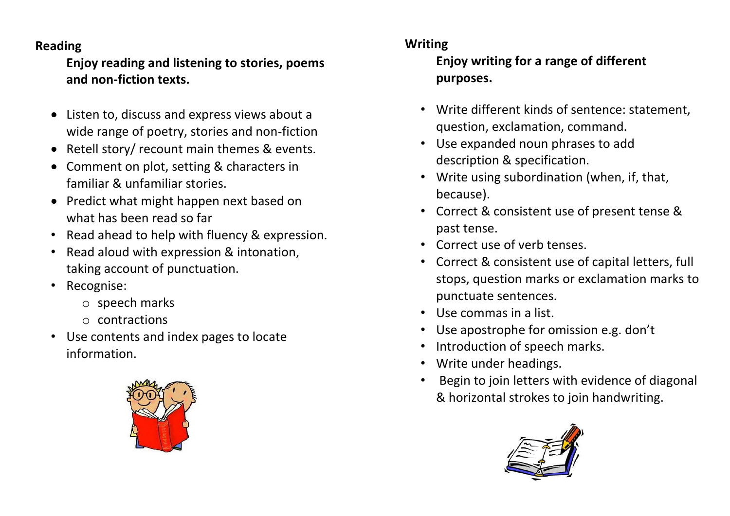## Reading

**Enjoy reading and listening to stories, poems and non-fiction texts.**

- Listen to, discuss and express views about a wide range of poetry, stories and non-fiction
- Retell story/ recount main themes & events.
- Comment on plot, setting & characters in familiar & unfamiliar stories.
- Predict what might happen next based on what has been read so far
- Read ahead to help with fluency & expression.
- Read aloud with expression & intonation, taking account of punctuation.
- Recognise:
  - speech marks
  - contractions
- Use contents and index pages to locate information.

## Writing

**Enjoy writing for a range of different purposes.**

- Write different kinds of sentence: statement, question, exclamation, command.
- Use expanded noun phrases to add description & specification.
- Write using subordination (when, if, that, because).
- Correct & consistent use of present tense & past tense.
- Correct use of verb tenses.
- Correct & consistent use of capital letters, full stops, question marks or exclamation marks to punctuate sentences.
- Use commas in a list.
- Use apostrophe for omission e.g. don't
- Introduction of speech marks.
- Write under headings.
- Begin to join letters with evidence of diagonal & horizontal strokes to join handwriting.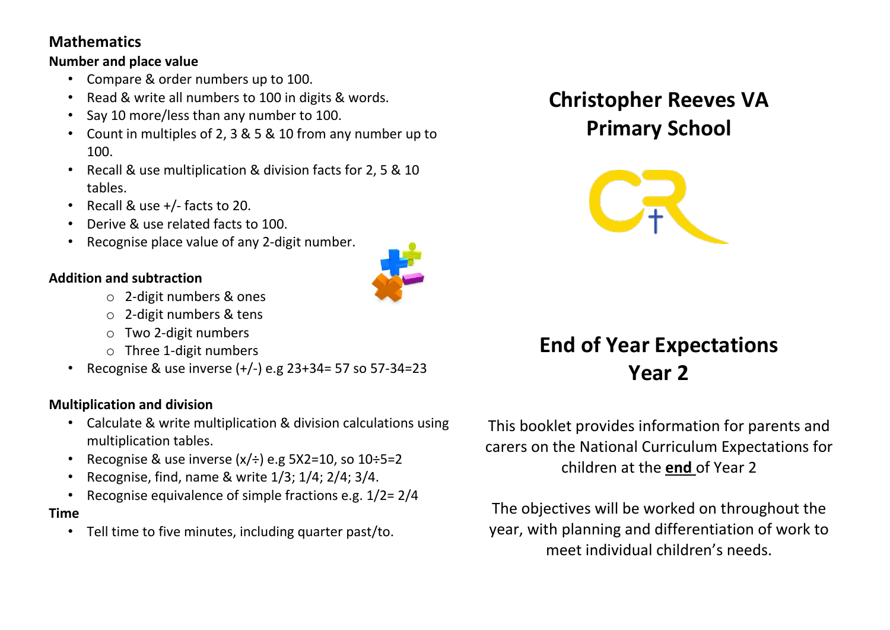## Mathematics

### Number and place value

- Compare & order numbers up to 100.
- Read & write all numbers to 100 in digits & words.
- Say 10 more/less than any number to 100.
- Count in multiples of 2, 3 & 5 & 10 from any number up to 100.
- Recall & use multiplication & division facts for 2, 5 & 10 tables.
- Recall & use +/- facts to 20.
- Derive & use related facts to 100.
- Recognise place value of any 2-digit number.

### Addition and subtraction

- 2-digit numbers & ones
- 2-digit numbers & tens
- Two 2-digit numbers
- Three 1-digit numbers

- Recognise & use inverse (+/-) e.g 23+34= 57 so 57-34=23

### Multiplication and division

- Calculate & write multiplication & division calculations using multiplication tables.
- Recognise & use inverse (x/÷) e.g 5X2=10, so 10÷5=2
- Recognise, find, name & write 1/3; 1/4; 2/4; 3/4.
- Recognise equivalence of simple fractions e.g. 1/2= 2/4

### Time

- Tell time to five minutes, including quarter past/to.

# Christopher Reeves VA Primary School

# End of Year Expectations Year 2

This booklet provides information for parents and carers on the National Curriculum Expectations for children at the **end** of Year 2

The objectives will be worked on throughout the year, with planning and differentiation of work to meet individual children's needs.